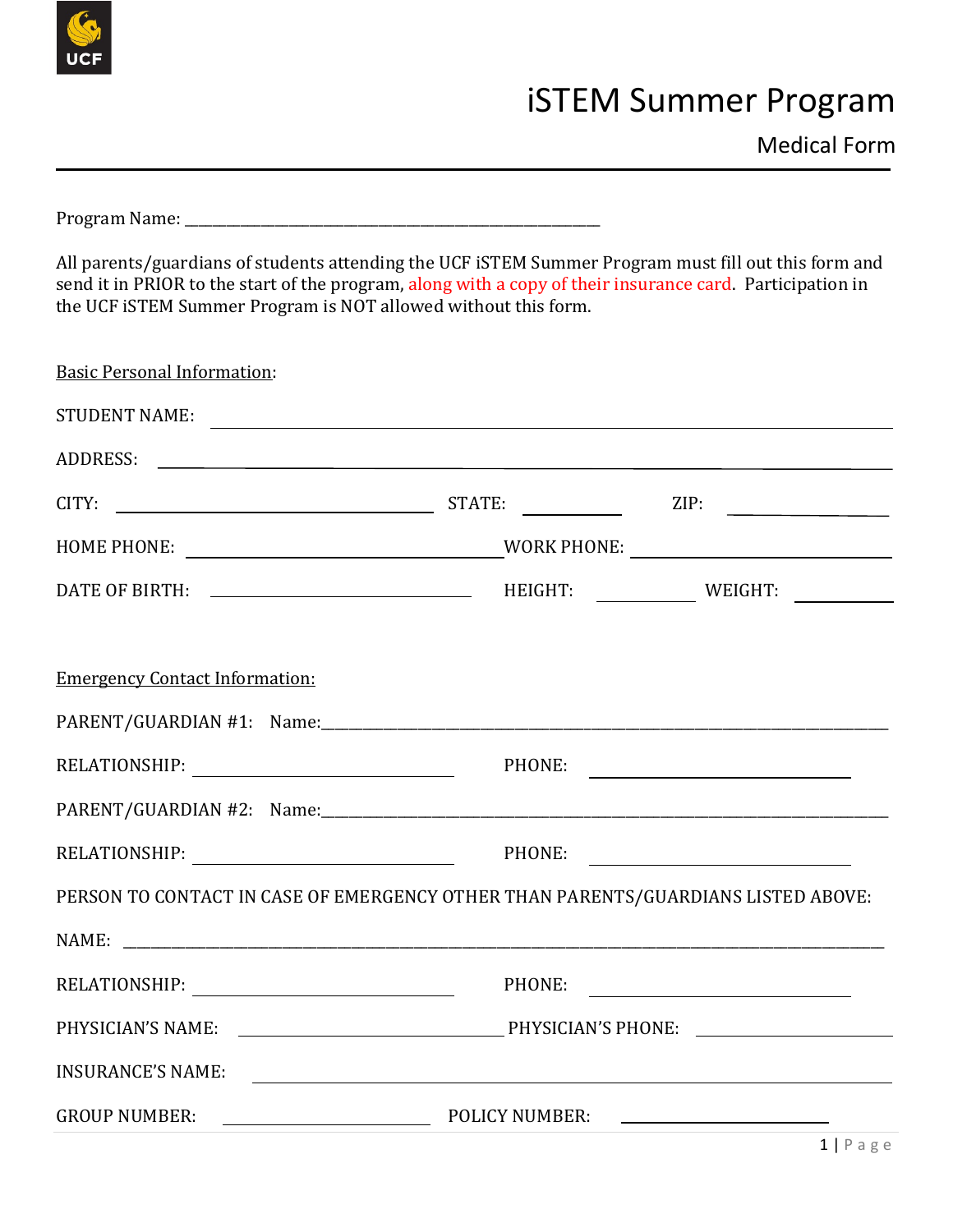# iSTEM Summer Program

## Medical Form

Program Name: ______________________________________________

All parents/guardians of students attending the UCF iSTEM Summer Program must fill out this form and send it in PRIOR to the start of the program, along with a copy of their insurance card. Participation in the UCF iSTEM Summer Program is NOT allowed without this form.

Basic Personal Information:

STUDENT NAME: ______________________________________________

ADDRESS: ______________________________________________

CITY: ____________________ STATE: __________ ZIP: __________

HOME PHONE: ____________________ WORK PHONE: ____________________

DATE OF BIRTH: ____________________ HEIGHT: __________ WEIGHT: __________

Emergency Contact Information:

PARENT/GUARDIAN #1: Name: ______________________________________________

RELATIONSHIP: ____________________ PHONE: ____________________

PARENT/GUARDIAN #2: Name: ______________________________________________

RELATIONSHIP: ____________________ PHONE: ____________________

PERSON TO CONTACT IN CASE OF EMERGENCY OTHER THAN PARENTS/GUARDIANS LISTED ABOVE:

NAME: ______________________________________________

RELATIONSHIP: ____________________ PHONE: ____________________

PHYSICIAN'S NAME: ____________________ PHYSICIAN'S PHONE: ____________________

INSURANCE'S NAME: ______________________________________________

GROUP NUMBER: ____________________ POLICY NUMBER: ____________________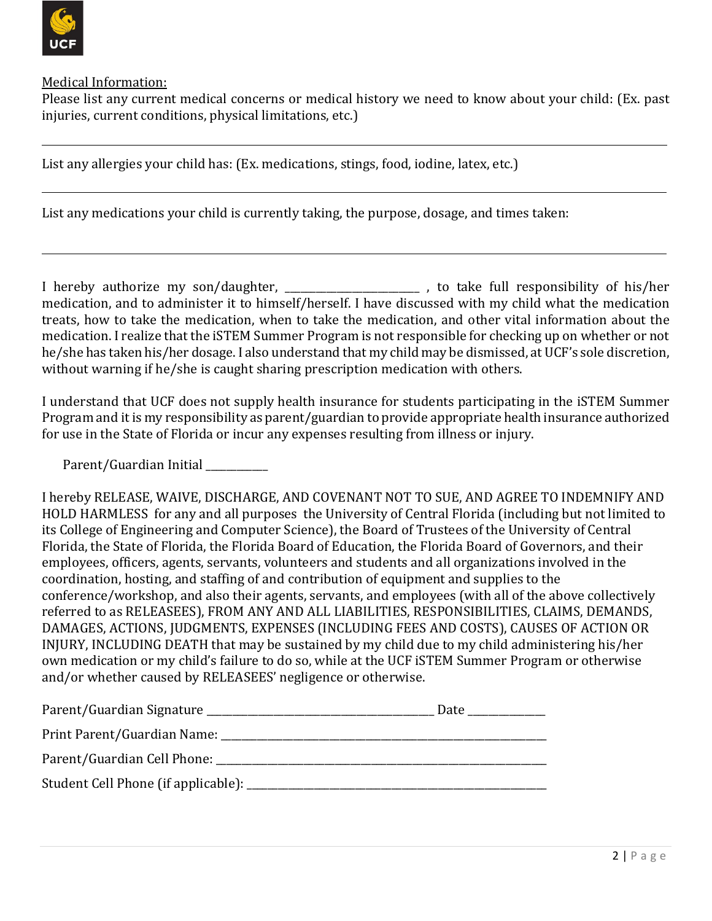<u>Medical Information:</u>

Please list any current medical concerns or medical history we need to know about your child: (Ex. past injuries, current conditions, physical limitations, etc.)

---

List any allergies your child has: (Ex. medications, stings, food, iodine, latex, etc.)

---

List any medications your child is currently taking, the purpose, dosage, and times taken:

---

I hereby authorize my son/daughter, ________________________ , to take full responsibility of his/her medication, and to administer it to himself/herself. I have discussed with my child what the medication treats, how to take the medication, when to take the medication, and other vital information about the medication. I realize that the iSTEM Summer Program is not responsible for checking up on whether or not he/she has taken his/her dosage. I also understand that my child may be dismissed, at UCF's sole discretion, without warning if he/she is caught sharing prescription medication with others.

I understand that UCF does not supply health insurance for students participating in the iSTEM Summer Program and it is my responsibility as parent/guardian to provide appropriate health insurance authorized for use in the State of Florida or incur any expenses resulting from illness or injury.

Parent/Guardian Initial ___________

I hereby RELEASE, WAIVE, DISCHARGE, AND COVENANT NOT TO SUE, AND AGREE TO INDEMNIFY AND HOLD HARMLESS for any and all purposes the University of Central Florida (including but not limited to its College of Engineering and Computer Science), the Board of Trustees of the University of Central Florida, the State of Florida, the Florida Board of Education, the Florida Board of Governors, and their employees, officers, agents, servants, volunteers and students and all organizations involved in the coordination, hosting, and staffing of and contribution of equipment and supplies to the conference/workshop, and also their agents, servants, and employees (with all of the above collectively referred to as RELEASEES), FROM ANY AND ALL LIABILITIES, RESPONSIBILITIES, CLAIMS, DEMANDS, DAMAGES, ACTIONS, JUDGMENTS, EXPENSES (INCLUDING FEES AND COSTS), CAUSES OF ACTION OR INJURY, INCLUDING DEATH that may be sustained by my child due to my child administering his/her own medication or my child's failure to do so, while at the UCF iSTEM Summer Program or otherwise and/or whether caused by RELEASEES' negligence or otherwise.

Parent/Guardian Signature ________________________________________ Date _____________

Print Parent/Guardian Name: ______________________________________________________________

Parent/Guardian Cell Phone: ______________________________________________________________

Student Cell Phone (if applicable): _______________________________________________________